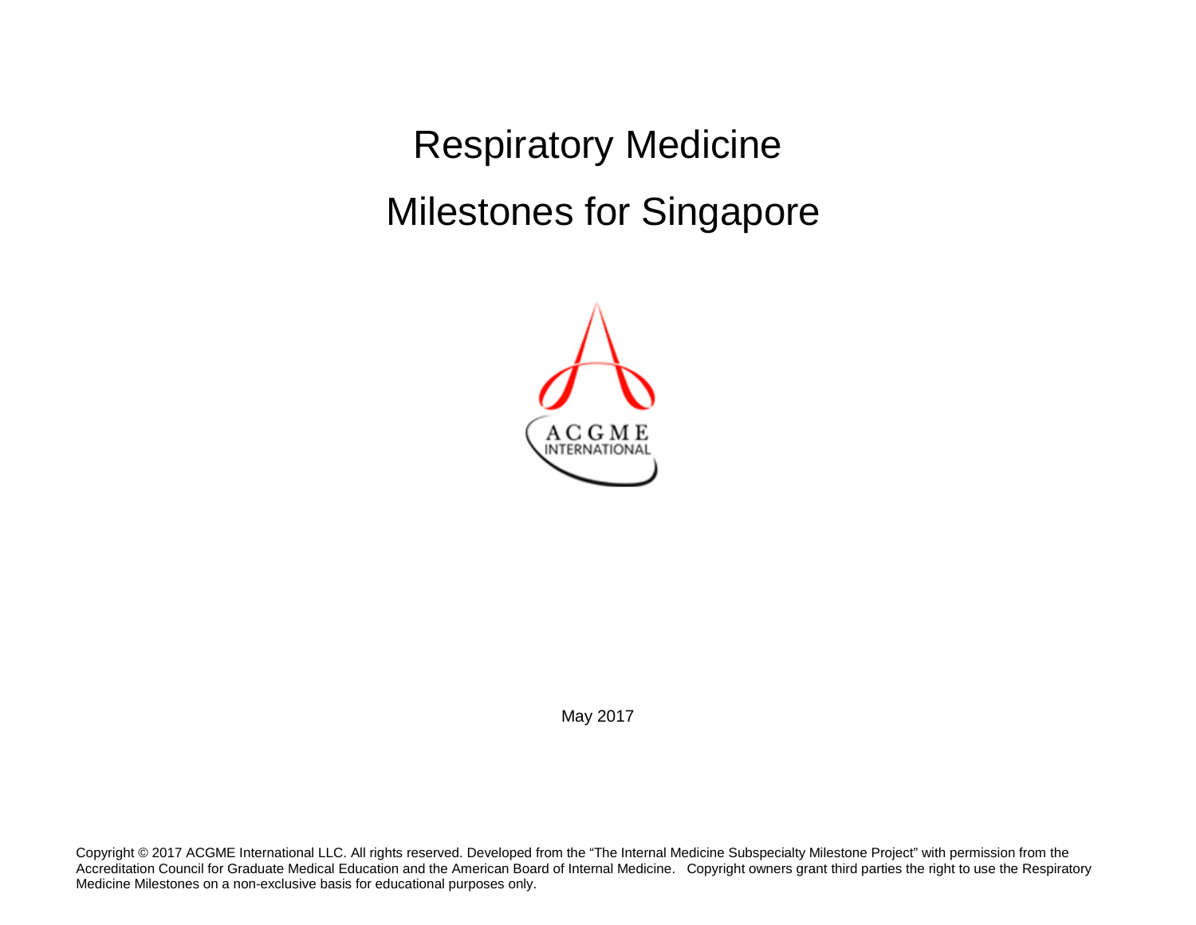# Respiratory Medicine

# Milestones for Singapore

ACGME INTERNATIONAL

May 2017

Copyright © 2017 ACGME International LLC. All rights reserved. Developed from the "The Internal Medicine Subspecialty Milestone Project" with permission from the Accreditation Council for Graduate Medical Education and the American Board of Internal Medicine. Copyright owners grant third parties the right to use the Respiratory Medicine Milestones on a non-exclusive basis for educational purposes only.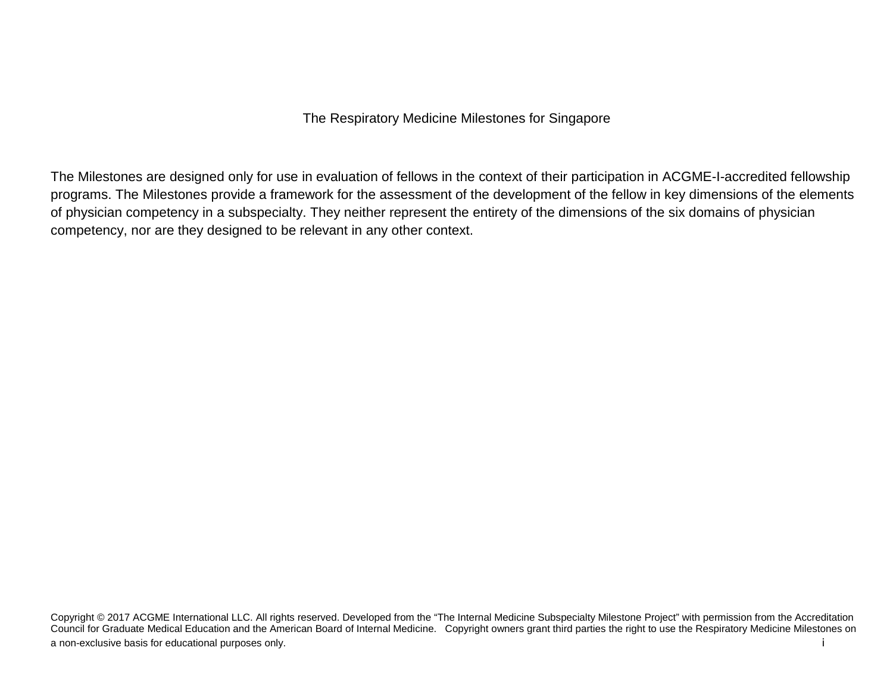# The Respiratory Medicine Milestones for Singapore

The Milestones are designed only for use in evaluation of fellows in the context of their participation in ACGME-I-accredited fellowship programs. The Milestones provide a framework for the assessment of the development of the fellow in key dimensions of the elements of physician competency in a subspecialty. They neither represent the entirety of the dimensions of the six domains of physician competency, nor are they designed to be relevant in any other context.

Copyright © 2017 ACGME International LLC. All rights reserved. Developed from the "The Internal Medicine Subspecialty Milestone Project" with permission from the Accreditation Council for Graduate Medical Education and the American Board of Internal Medicine. Copyright owners grant third parties the right to use the Respiratory Medicine Milestones on a non-exclusive basis for educational purposes only.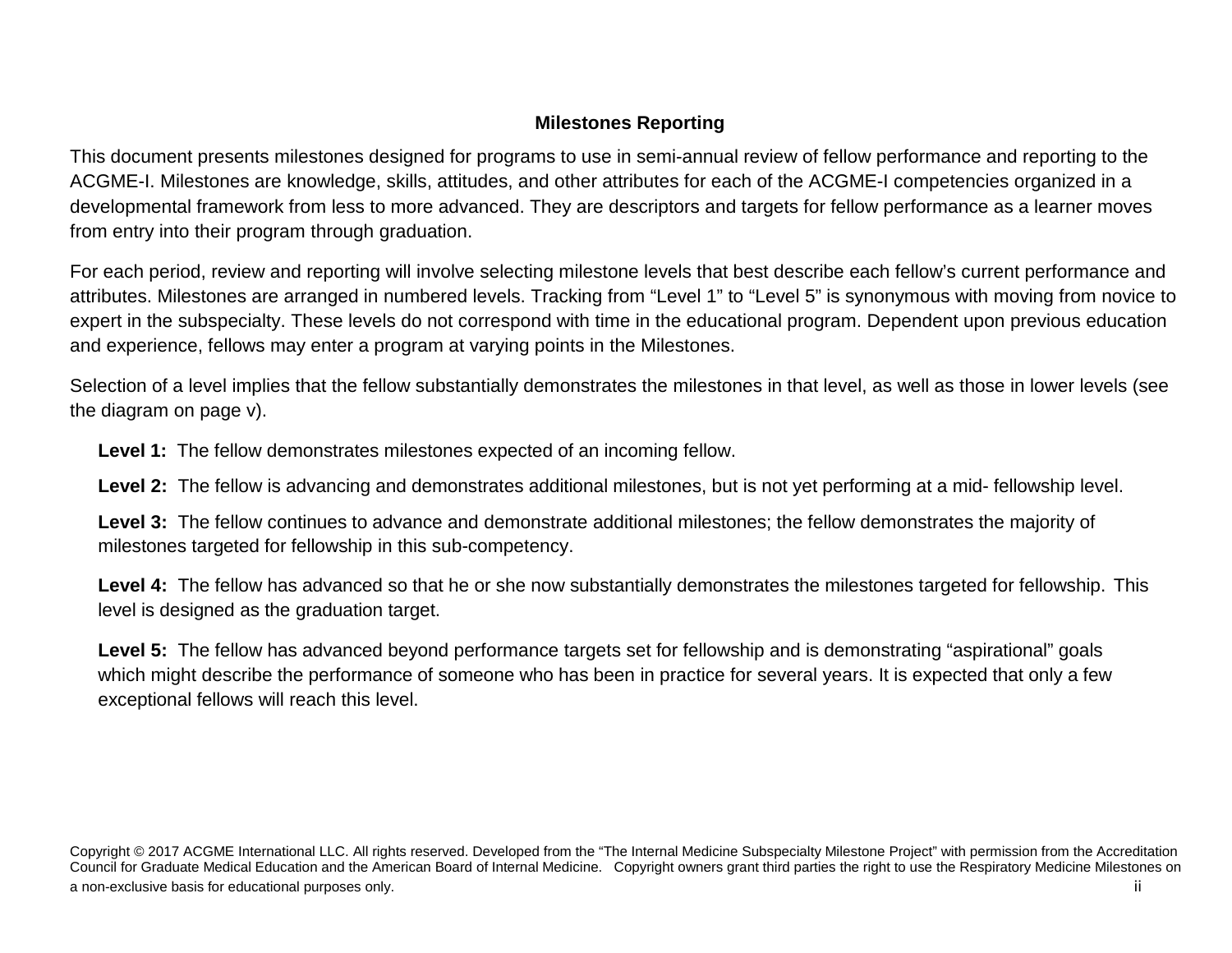## Milestones Reporting

This document presents milestones designed for programs to use in semi-annual review of fellow performance and reporting to the ACGME-I. Milestones are knowledge, skills, attitudes, and other attributes for each of the ACGME-I competencies organized in a developmental framework from less to more advanced. They are descriptors and targets for fellow performance as a learner moves from entry into their program through graduation.

For each period, review and reporting will involve selecting milestone levels that best describe each fellow's current performance and attributes. Milestones are arranged in numbered levels. Tracking from "Level 1" to "Level 5" is synonymous with moving from novice to expert in the subspecialty. These levels do not correspond with time in the educational program. Dependent upon previous education and experience, fellows may enter a program at varying points in the Milestones.

Selection of a level implies that the fellow substantially demonstrates the milestones in that level, as well as those in lower levels (see the diagram on page v).

**Level 1:** The fellow demonstrates milestones expected of an incoming fellow.

**Level 2:** The fellow is advancing and demonstrates additional milestones, but is not yet performing at a mid- fellowship level.

**Level 3:** The fellow continues to advance and demonstrate additional milestones; the fellow demonstrates the majority of milestones targeted for fellowship in this sub-competency.

**Level 4:** The fellow has advanced so that he or she now substantially demonstrates the milestones targeted for fellowship. This level is designed as the graduation target.

**Level 5:** The fellow has advanced beyond performance targets set for fellowship and is demonstrating "aspirational" goals which might describe the performance of someone who has been in practice for several years. It is expected that only a few exceptional fellows will reach this level.

Copyright © 2017 ACGME International LLC. All rights reserved. Developed from the "The Internal Medicine Subspecialty Milestone Project" with permission from the Accreditation Council for Graduate Medical Education and the American Board of Internal Medicine. Copyright owners grant third parties the right to use the Respiratory Medicine Milestones on a non-exclusive basis for educational purposes only.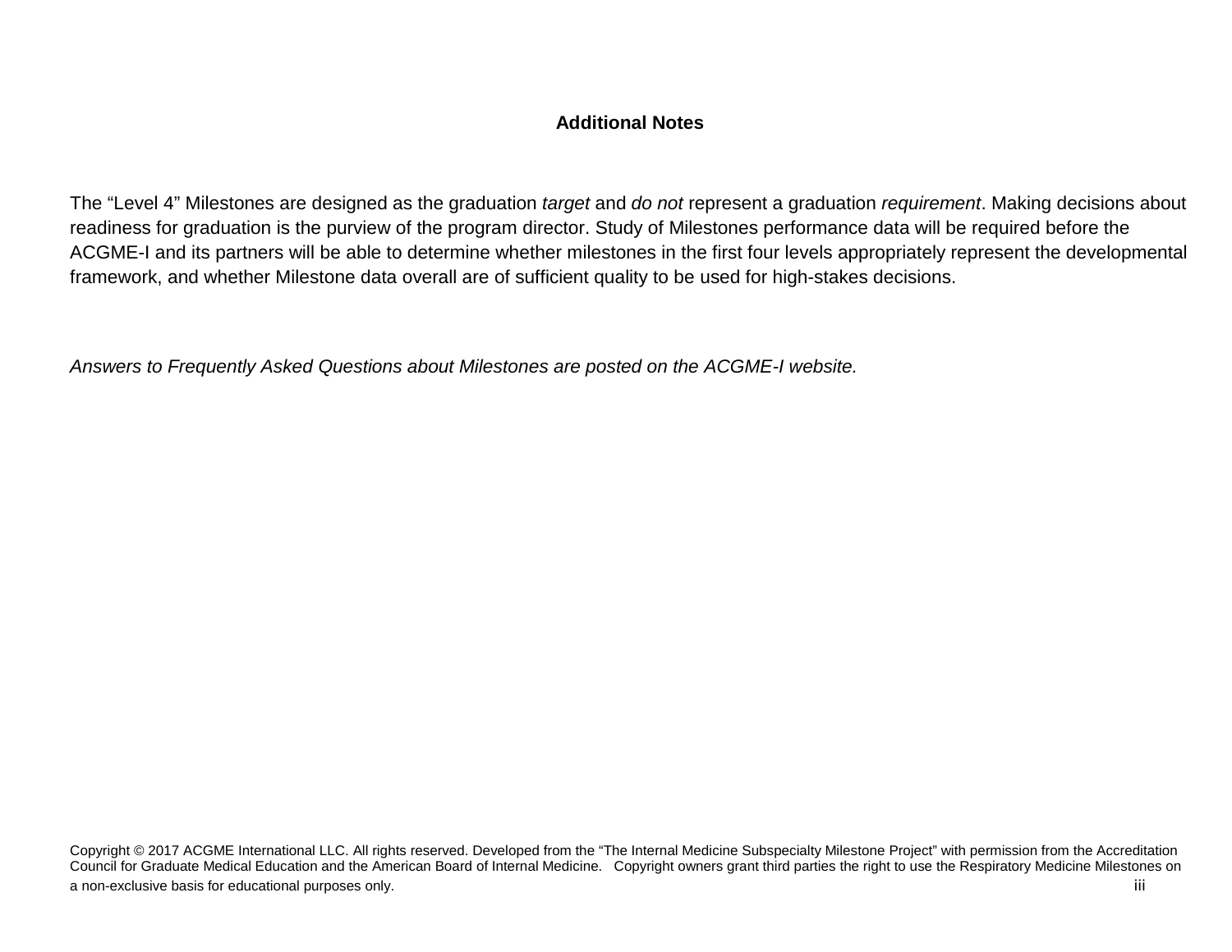## Additional Notes

The "Level 4" Milestones are designed as the graduation *target* and *do not* represent a graduation *requirement*. Making decisions about readiness for graduation is the purview of the program director. Study of Milestones performance data will be required before the ACGME-I and its partners will be able to determine whether milestones in the first four levels appropriately represent the developmental framework, and whether Milestone data overall are of sufficient quality to be used for high-stakes decisions.

*Answers to Frequently Asked Questions about Milestones are posted on the ACGME-I website.*

Copyright © 2017 ACGME International LLC. All rights reserved. Developed from the "The Internal Medicine Subspecialty Milestone Project" with permission from the Accreditation Council for Graduate Medical Education and the American Board of Internal Medicine. Copyright owners grant third parties the right to use the Respiratory Medicine Milestones on a non-exclusive basis for educational purposes only.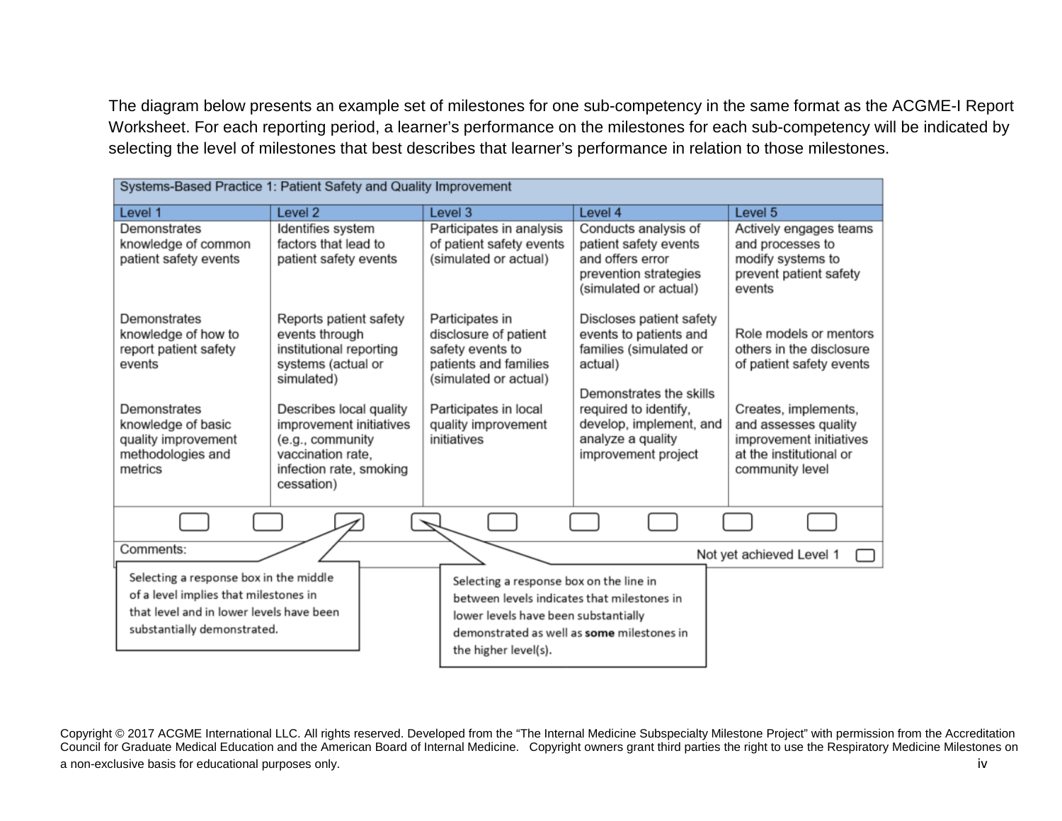The diagram below presents an example set of milestones for one sub-competency in the same format as the ACGME-I Report Worksheet. For each reporting period, a learner's performance on the milestones for each sub-competency will be indicated by selecting the level of milestones that best describes that learner's performance in relation to those milestones.

| Systems-Based Practice 1: Patient Safety and Quality Improvement | | | | |
|---|---|---|---|---|
| Level 1 | Level 2 | Level 3 | Level 4 | Level 5 |
| Demonstrates knowledge of common patient safety events<br><br>Demonstrates knowledge of how to report patient safety events<br><br>Demonstrates knowledge of basic quality improvement methodologies and metrics | Identifies system factors that lead to patient safety events<br><br>Reports patient safety events through institutional reporting systems (actual or simulated)<br><br>Describes local quality improvement initiatives (e.g., community vaccination rate, infection rate, smoking cessation) | Participates in analysis of patient safety events (simulated or actual)<br><br>Participates in disclosure of patient safety events to patients and families (simulated or actual)<br><br>Participates in local quality improvement initiatives | Conducts analysis of patient safety events and offers error prevention strategies (simulated or actual)<br><br>Discloses patient safety events to patients and families (simulated or actual)<br><br>Demonstrates the skills required to identify, develop, implement, and analyze a quality improvement project | Actively engages teams and processes to modify systems to prevent patient safety events<br><br>Role models or mentors others in the disclosure of patient safety events<br><br>Creates, implements, and assesses quality improvement initiatives at the institutional or community level |
| Comments: | | | | Not yet achieved Level 1 |

Selecting a response box in the middle of a level implies that milestones in that level and in lower levels have been substantially demonstrated.

Selecting a response box on the line in between levels indicates that milestones in lower levels have been substantially demonstrated as well as **some** milestones in the higher level(s).

Copyright © 2017 ACGME International LLC. All rights reserved. Developed from the "The Internal Medicine Subspecialty Milestone Project" with permission from the Accreditation Council for Graduate Medical Education and the American Board of Internal Medicine. Copyright owners grant third parties the right to use the Respiratory Medicine Milestones on a non-exclusive basis for educational purposes only.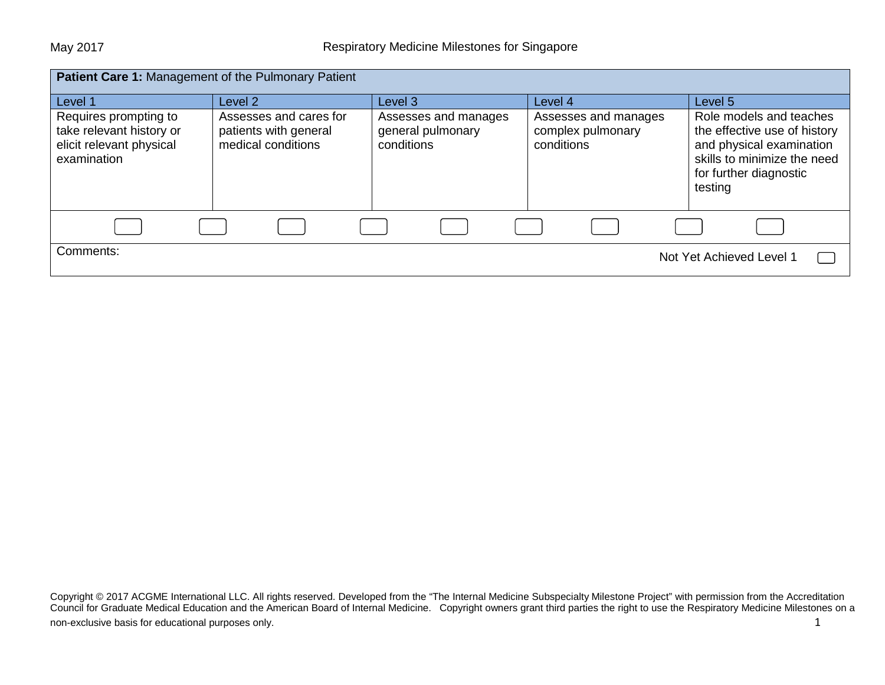| **Patient Care 1:** Management of the Pulmonary Patient | | | | |
|---|---|---|---|---|
| Level 1 | Level 2 | Level 3 | Level 4 | Level 5 |
| Requires prompting to take relevant history or elicit relevant physical examination | Assesses and cares for patients with general medical conditions | Assesses and manages general pulmonary conditions | Assesses and manages complex pulmonary conditions | Role models and teaches the effective use of history and physical examination skills to minimize the need for further diagnostic testing |

Comments:

Not Yet Achieved Level 1

Copyright © 2017 ACGME International LLC. All rights reserved. Developed from the "The Internal Medicine Subspecialty Milestone Project" with permission from the Accreditation Council for Graduate Medical Education and the American Board of Internal Medicine. Copyright owners grant third parties the right to use the Respiratory Medicine Milestones on a non-exclusive basis for educational purposes only.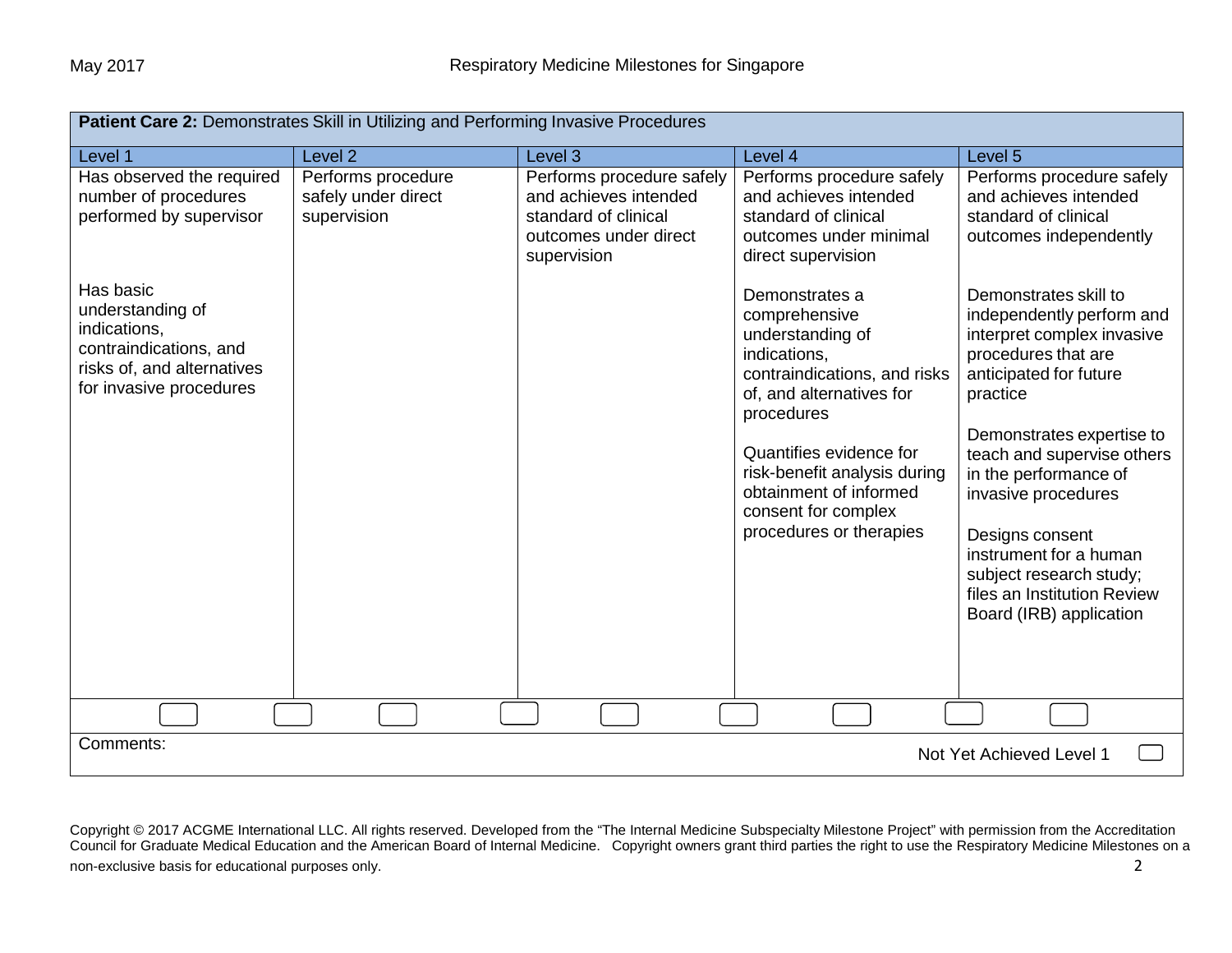| **Patient Care 2:** Demonstrates Skill in Utilizing and Performing Invasive Procedures | | | | |
|---|---|---|---|---|
| Level 1 | Level 2 | Level 3 | Level 4 | Level 5 |
| Has observed the required number of procedures performed by supervisor<br><br>Has basic understanding of indications, contraindications, and risks of, and alternatives for invasive procedures | Performs procedure safely under direct supervision | Performs procedure safely and achieves intended standard of clinical outcomes under direct supervision | Performs procedure safely and achieves intended standard of clinical outcomes under minimal direct supervision<br><br>Demonstrates a comprehensive understanding of indications, contraindications, and risks of, and alternatives for procedures<br><br>Quantifies evidence for risk-benefit analysis during obtainment of informed consent for complex procedures or therapies | Performs procedure safely and achieves intended standard of clinical outcomes independently<br><br>Demonstrates skill to independently perform and interpret complex invasive procedures that are anticipated for future practice<br><br>Demonstrates expertise to teach and supervise others in the performance of invasive procedures<br><br>Designs consent instrument for a human subject research study; files an Institution Review Board (IRB) application |

Comments:

Not Yet Achieved Level 1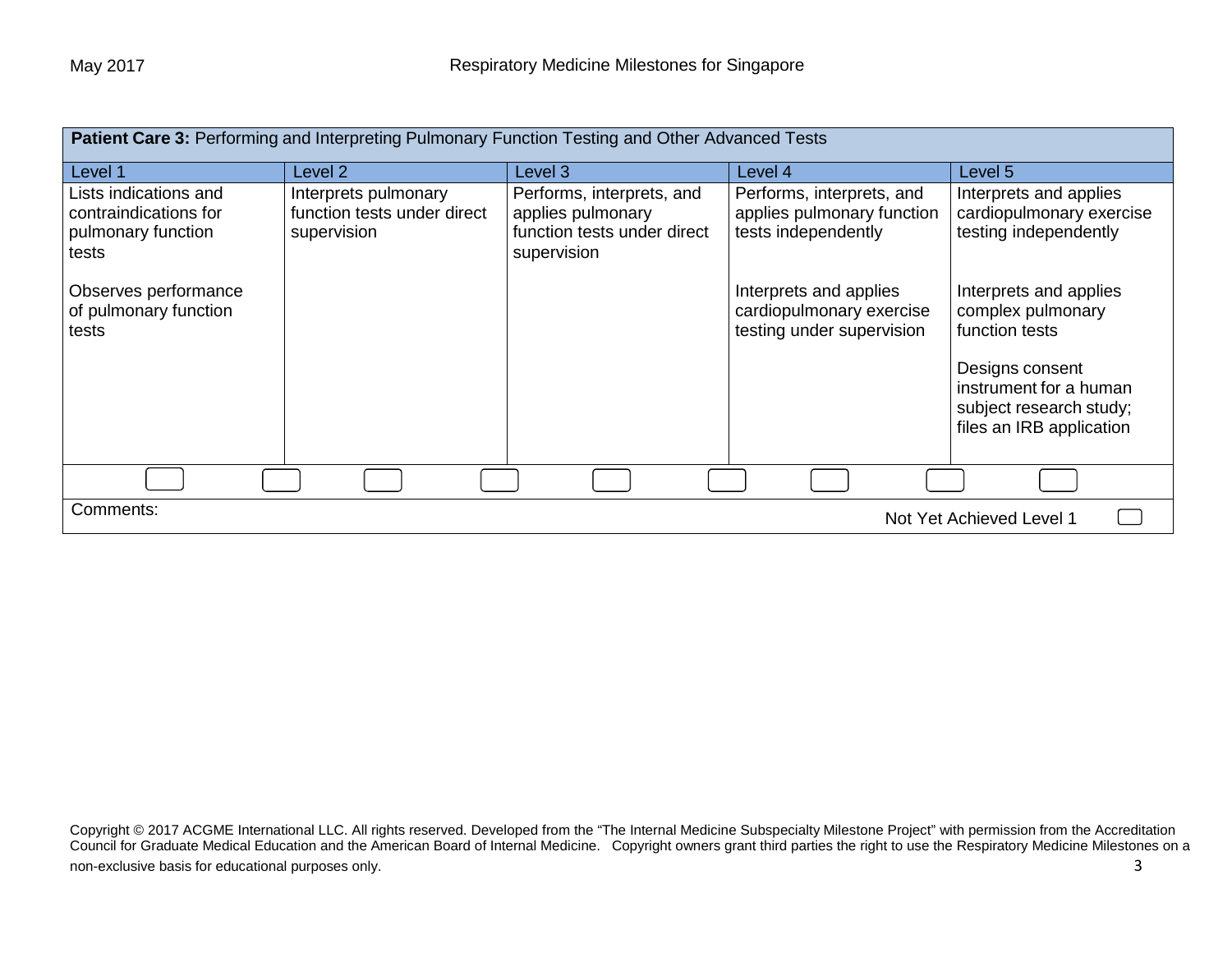| **Patient Care 3:** Performing and Interpreting Pulmonary Function Testing and Other Advanced Tests | | | | |
|---|---|---|---|---|
| Level 1 | Level 2 | Level 3 | Level 4 | Level 5 |
| Lists indications and contraindications for pulmonary function tests<br><br>Observes performance of pulmonary function tests | Interprets pulmonary function tests under direct supervision | Performs, interprets, and applies pulmonary function tests under direct supervision | Performs, interprets, and applies pulmonary function tests independently<br><br>Interprets and applies cardiopulmonary exercise testing under supervision | Interprets and applies cardiopulmonary exercise testing independently<br><br>Interprets and applies complex pulmonary function tests<br><br>Designs consent instrument for a human subject research study; files an IRB application |

Comments:

Not Yet Achieved Level 1

Copyright © 2017 ACGME International LLC. All rights reserved. Developed from the "The Internal Medicine Subspecialty Milestone Project" with permission from the Accreditation Council for Graduate Medical Education and the American Board of Internal Medicine. Copyright owners grant third parties the right to use the Respiratory Medicine Milestones on a non-exclusive basis for educational purposes only.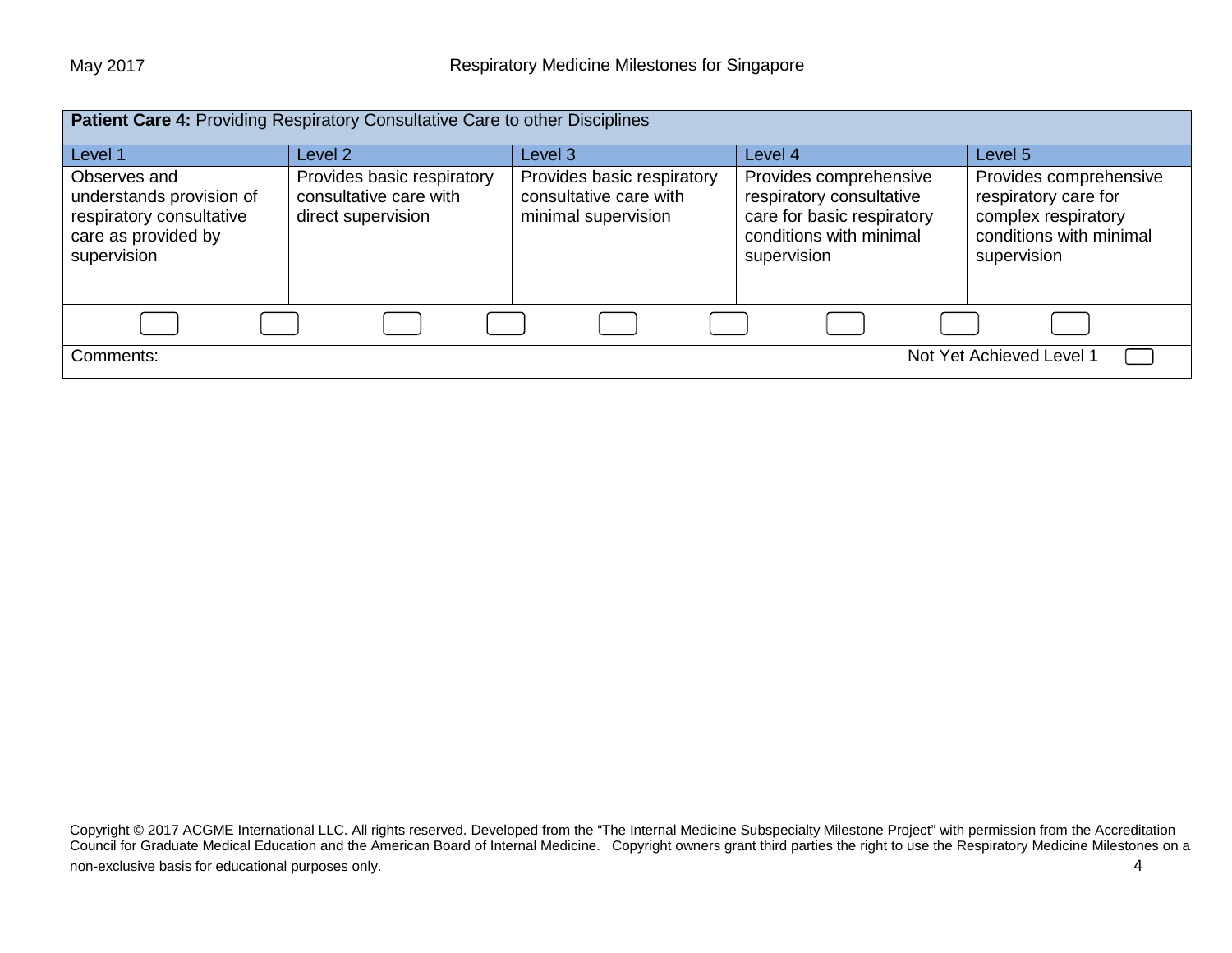| **Patient Care 4:** Providing Respiratory Consultative Care to other Disciplines | | | | |
|---|---|---|---|---|
| Level 1 | Level 2 | Level 3 | Level 4 | Level 5 |
| Observes and understands provision of respiratory consultative care as provided by supervision | Provides basic respiratory consultative care with direct supervision | Provides basic respiratory consultative care with minimal supervision | Provides comprehensive respiratory consultative care for basic respiratory conditions with minimal supervision | Provides comprehensive respiratory care for complex respiratory conditions with minimal supervision |

Comments:

Not Yet Achieved Level 1

Copyright © 2017 ACGME International LLC. All rights reserved. Developed from the "The Internal Medicine Subspecialty Milestone Project" with permission from the Accreditation Council for Graduate Medical Education and the American Board of Internal Medicine. Copyright owners grant third parties the right to use the Respiratory Medicine Milestones on a non-exclusive basis for educational purposes only.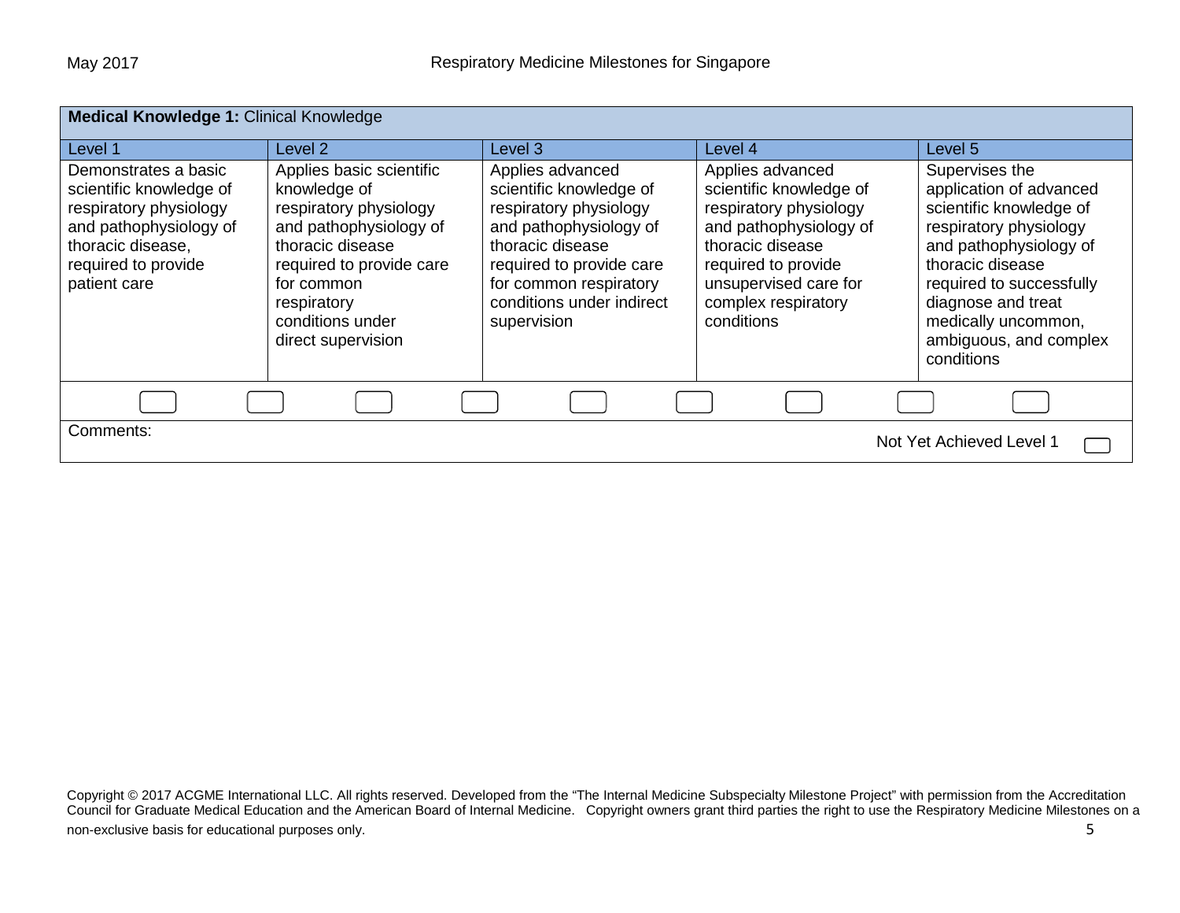| **Medical Knowledge 1:** Clinical Knowledge | | | | |
|---|---|---|---|---|
| Level 1 | Level 2 | Level 3 | Level 4 | Level 5 |
| Demonstrates a basic scientific knowledge of respiratory physiology and pathophysiology of thoracic disease, required to provide patient care | Applies basic scientific knowledge of respiratory physiology and pathophysiology of thoracic disease required to provide care for common respiratory conditions under direct supervision | Applies advanced scientific knowledge of respiratory physiology and pathophysiology of thoracic disease required to provide care for common respiratory conditions under indirect supervision | Applies advanced scientific knowledge of respiratory physiology and pathophysiology of thoracic disease required to provide unsupervised care for complex respiratory conditions | Supervises the application of advanced scientific knowledge of respiratory physiology and pathophysiology of thoracic disease required to successfully diagnose and treat medically uncommon, ambiguous, and complex conditions |

Comments:

Not Yet Achieved Level 1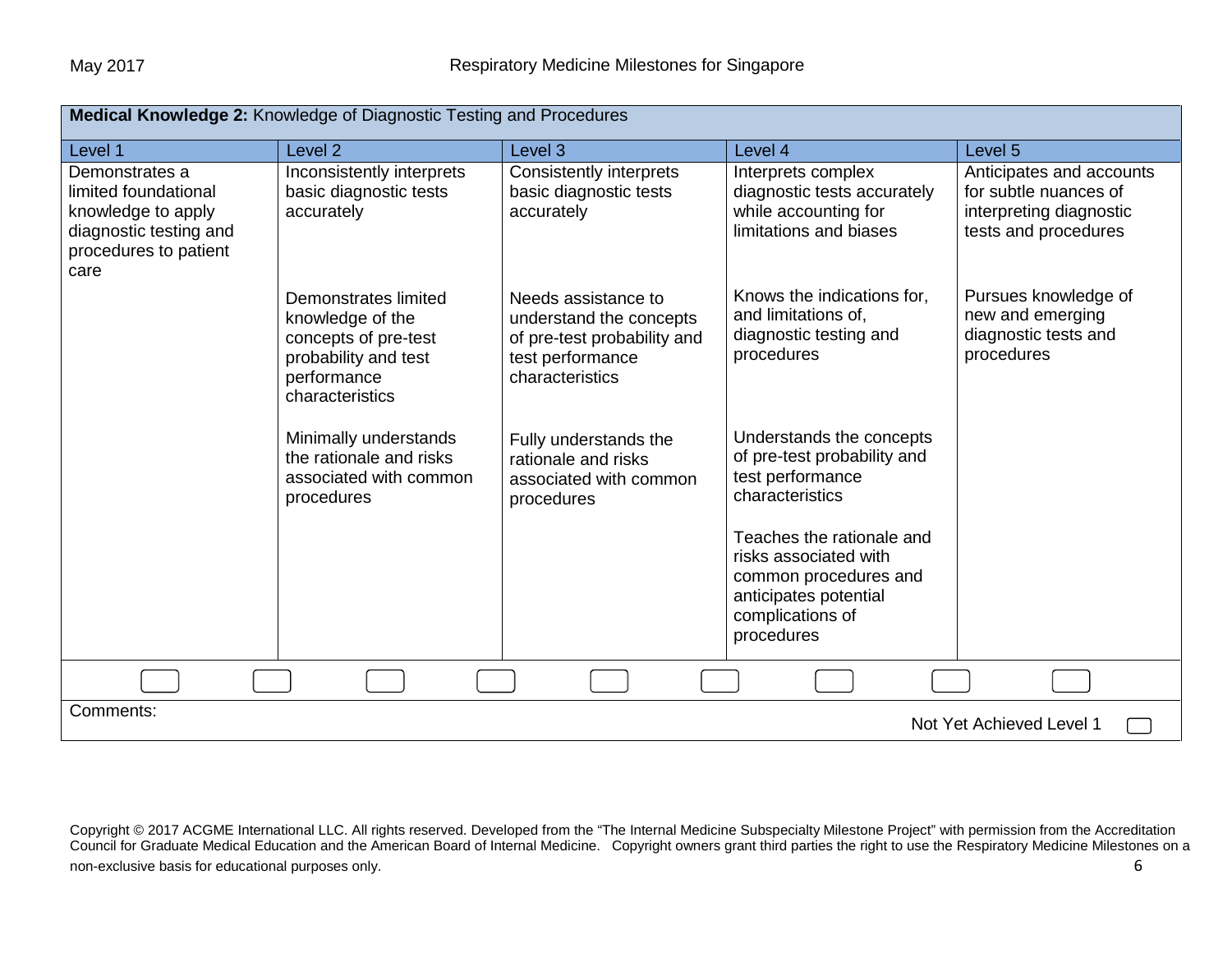| **Medical Knowledge 2:** Knowledge of Diagnostic Testing and Procedures | | | | |
|---|---|---|---|---|
| Level 1 | Level 2 | Level 3 | Level 4 | Level 5 |
| Demonstrates a limited foundational knowledge to apply diagnostic testing and procedures to patient care | Inconsistently interprets basic diagnostic tests accurately | Consistently interprets basic diagnostic tests accurately | Interprets complex diagnostic tests accurately while accounting for limitations and biases | Anticipates and accounts for subtle nuances of interpreting diagnostic tests and procedures |
| | Demonstrates limited knowledge of the concepts of pre-test probability and test performance characteristics | Needs assistance to understand the concepts of pre-test probability and test performance characteristics | Knows the indications for, and limitations of, diagnostic testing and procedures | Pursues knowledge of new and emerging diagnostic tests and procedures |
| | Minimally understands the rationale and risks associated with common procedures | Fully understands the rationale and risks associated with common procedures | Understands the concepts of pre-test probability and test performance characteristics | |
| | | | Teaches the rationale and risks associated with common procedures and anticipates potential complications of procedures | |

Comments:

Not Yet Achieved Level 1

Copyright © 2017 ACGME International LLC. All rights reserved. Developed from the "The Internal Medicine Subspecialty Milestone Project" with permission from the Accreditation Council for Graduate Medical Education and the American Board of Internal Medicine. Copyright owners grant third parties the right to use the Respiratory Medicine Milestones on a non-exclusive basis for educational purposes only.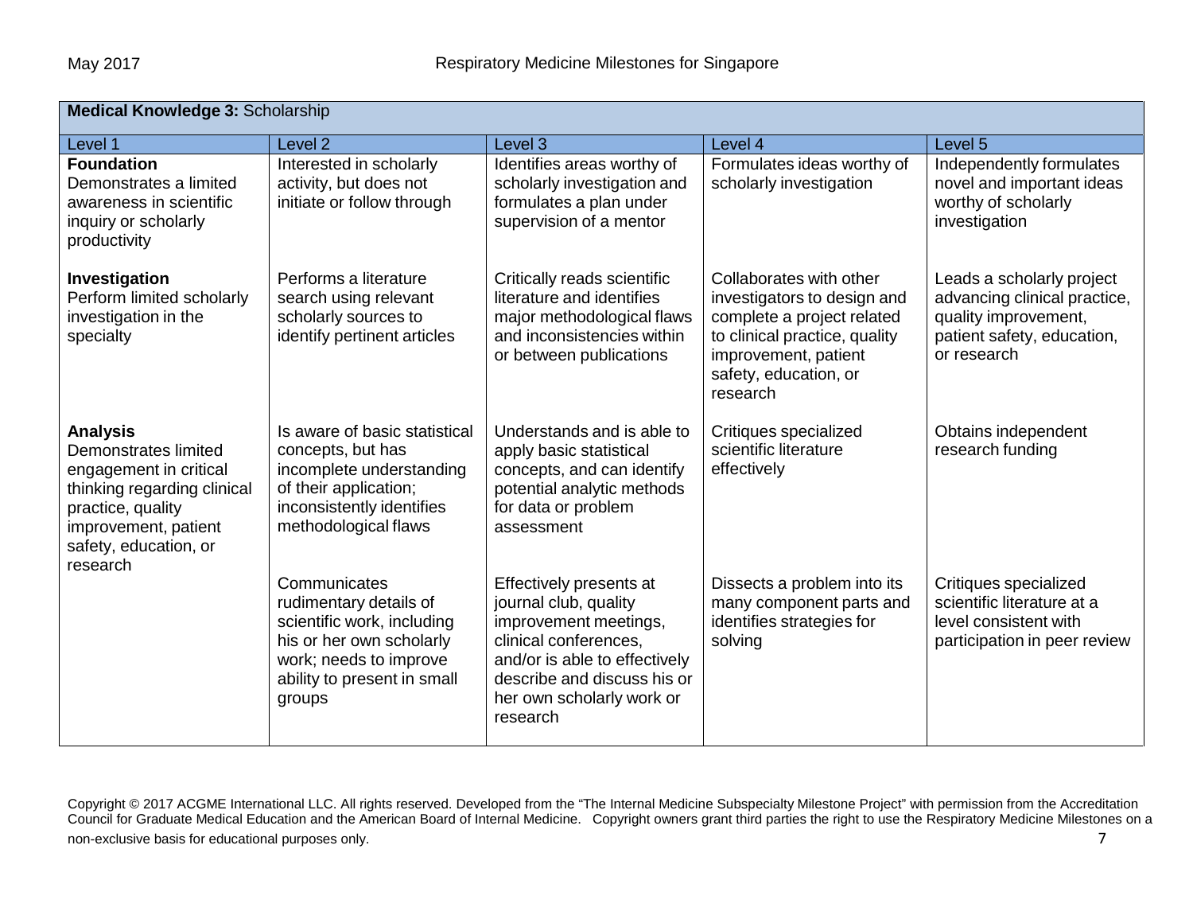| **Medical Knowledge 3:** Scholarship | | | | |
|---|---|---|---|---|
| Level 1 | Level 2 | Level 3 | Level 4 | Level 5 |
| **Foundation**<br>Demonstrates a limited awareness in scientific inquiry or scholarly productivity | Interested in scholarly activity, but does not initiate or follow through | Identifies areas worthy of scholarly investigation and formulates a plan under supervision of a mentor | Formulates ideas worthy of scholarly investigation | Independently formulates novel and important ideas worthy of scholarly investigation |
| **Investigation**<br>Perform limited scholarly investigation in the specialty | Performs a literature search using relevant scholarly sources to identify pertinent articles | Critically reads scientific literature and identifies major methodological flaws and inconsistencies within or between publications | Collaborates with other investigators to design and complete a project related to clinical practice, quality improvement, patient safety, education, or research | Leads a scholarly project advancing clinical practice, quality improvement, patient safety, education, or research |
| **Analysis**<br>Demonstrates limited engagement in critical thinking regarding clinical practice, quality improvement, patient safety, education, or research | Is aware of basic statistical concepts, but has incomplete understanding of their application; inconsistently identifies methodological flaws | Understands and is able to apply basic statistical concepts, and can identify potential analytic methods for data or problem assessment | Critiques specialized scientific literature effectively | Obtains independent research funding |
| | Communicates rudimentary details of scientific work, including his or her own scholarly work; needs to improve ability to present in small groups | Effectively presents at journal club, quality improvement meetings, clinical conferences, and/or is able to effectively describe and discuss his or her own scholarly work or research | Dissects a problem into its many component parts and identifies strategies for solving | Critiques specialized scientific literature at a level consistent with participation in peer review |

Copyright © 2017 ACGME International LLC. All rights reserved. Developed from the "The Internal Medicine Subspecialty Milestone Project" with permission from the Accreditation Council for Graduate Medical Education and the American Board of Internal Medicine. Copyright owners grant third parties the right to use the Respiratory Medicine Milestones on a non-exclusive basis for educational purposes only.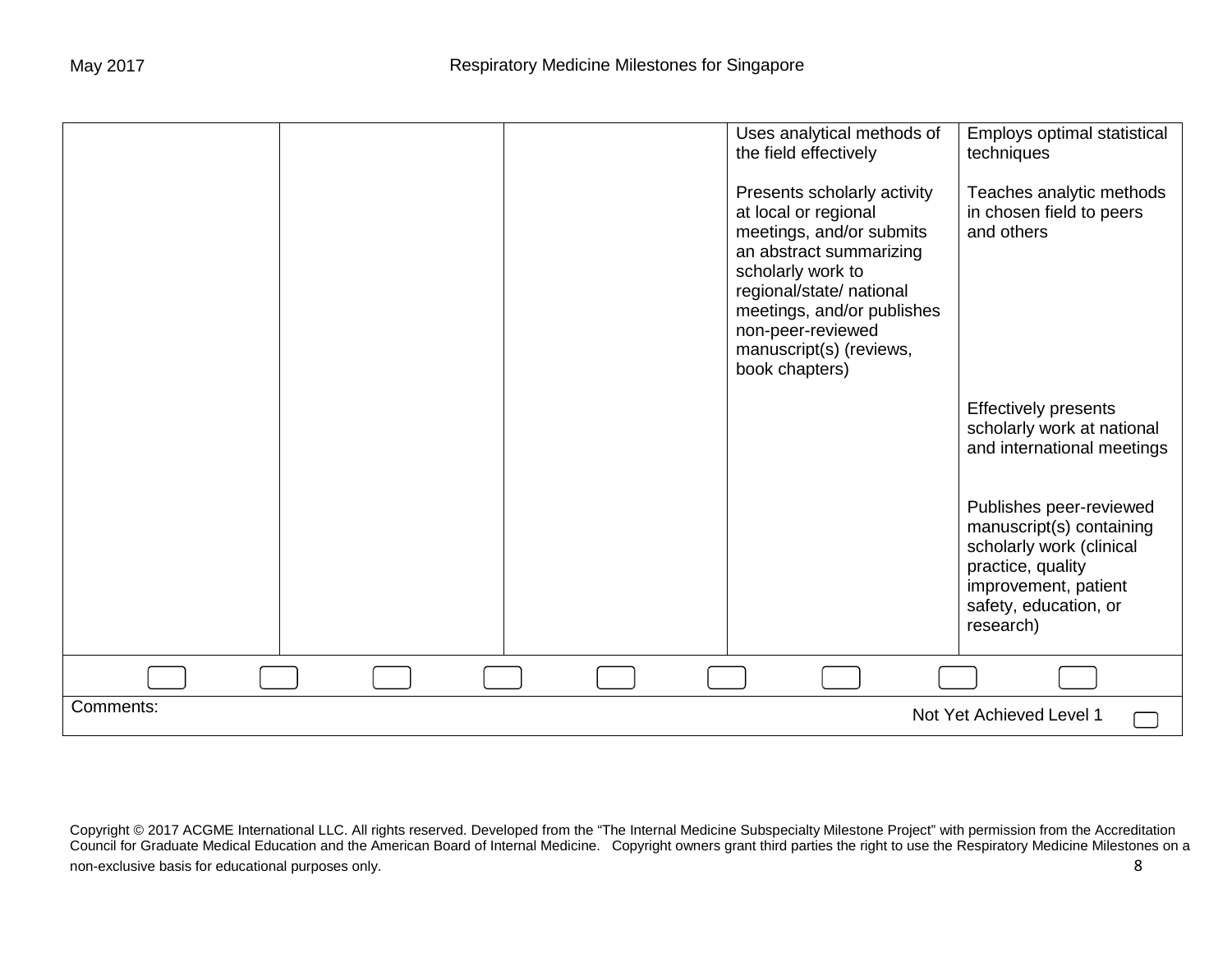| | | | | |
|---|---|---|---|---|
| | | | Uses analytical methods of the field effectively<br><br>Presents scholarly activity at local or regional meetings, and/or submits an abstract summarizing scholarly work to regional/state/ national meetings, and/or publishes non-peer-reviewed manuscript(s) (reviews, book chapters) | Employs optimal statistical techniques<br><br>Teaches analytic methods in chosen field to peers and others<br><br>Effectively presents scholarly work at national and international meetings<br><br>Publishes peer-reviewed manuscript(s) containing scholarly work (clinical practice, quality improvement, patient safety, education, or research) |

Comments:

Not Yet Achieved Level 1

Copyright © 2017 ACGME International LLC. All rights reserved. Developed from the "The Internal Medicine Subspecialty Milestone Project" with permission from the Accreditation Council for Graduate Medical Education and the American Board of Internal Medicine. Copyright owners grant third parties the right to use the Respiratory Medicine Milestones on a non-exclusive basis for educational purposes only.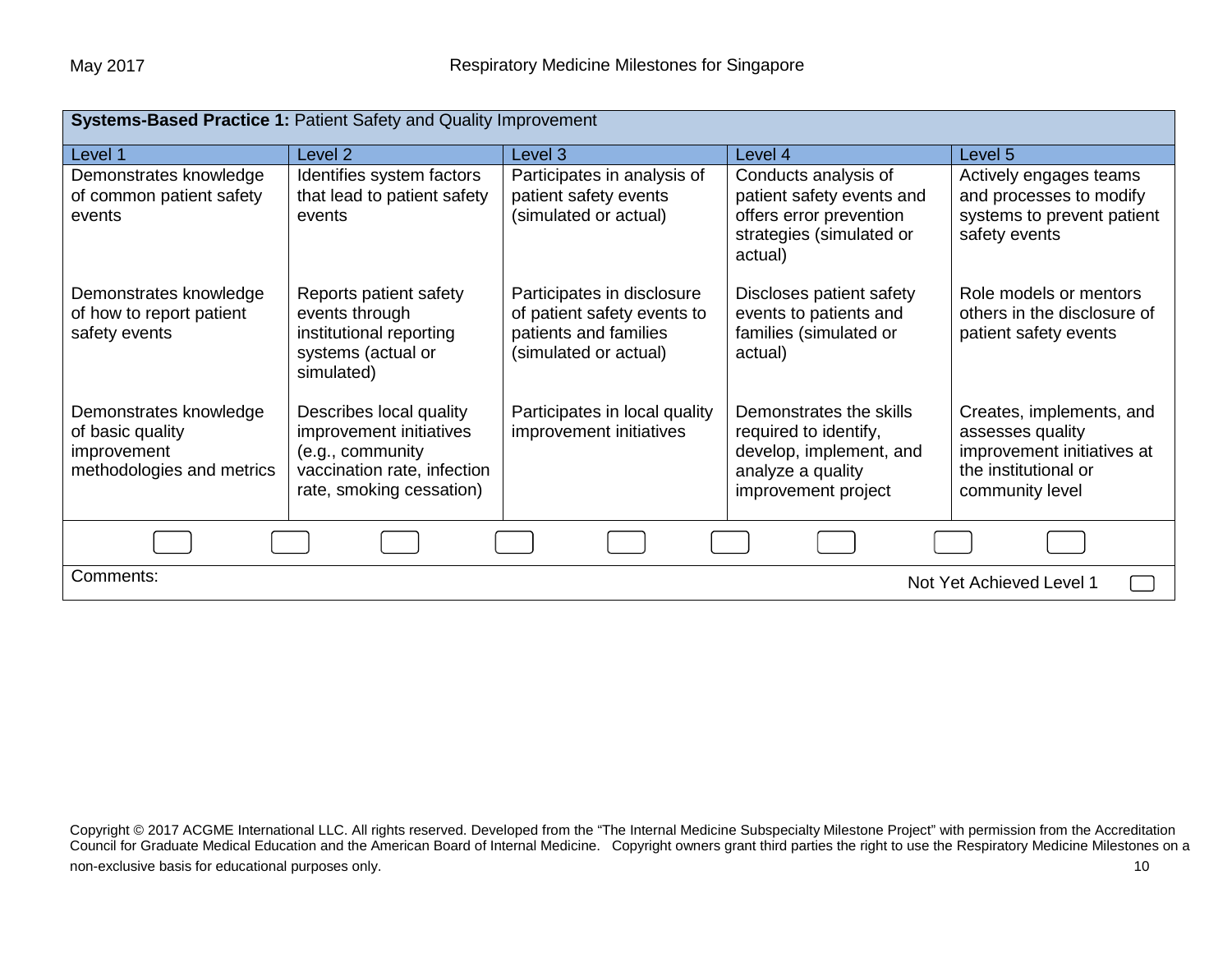| **Systems-Based Practice 1:** Patient Safety and Quality Improvement | | | | |
|---|---|---|---|---|
| Level 1 | Level 2 | Level 3 | Level 4 | Level 5 |
| Demonstrates knowledge of common patient safety events | Identifies system factors that lead to patient safety events | Participates in analysis of patient safety events (simulated or actual) | Conducts analysis of patient safety events and offers error prevention strategies (simulated or actual) | Actively engages teams and processes to modify systems to prevent patient safety events |
| Demonstrates knowledge of how to report patient safety events | Reports patient safety events through institutional reporting systems (actual or simulated) | Participates in disclosure of patient safety events to patients and families (simulated or actual) | Discloses patient safety events to patients and families (simulated or actual) | Role models or mentors others in the disclosure of patient safety events |
| Demonstrates knowledge of basic quality improvement methodologies and metrics | Describes local quality improvement initiatives (e.g., community vaccination rate, infection rate, smoking cessation) | Participates in local quality improvement initiatives | Demonstrates the skills required to identify, develop, implement, and analyze a quality improvement project | Creates, implements, and assesses quality improvement initiatives at the institutional or community level |

Comments:

Not Yet Achieved Level 1

Copyright © 2017 ACGME International LLC. All rights reserved. Developed from the “The Internal Medicine Subspecialty Milestone Project” with permission from the Accreditation Council for Graduate Medical Education and the American Board of Internal Medicine. Copyright owners grant third parties the right to use the Respiratory Medicine Milestones on a non-exclusive basis for educational purposes only.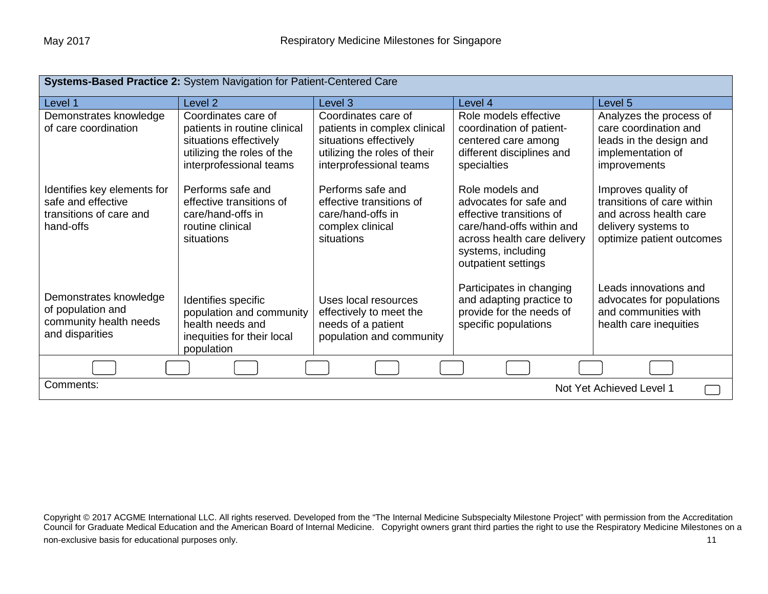| **Systems-Based Practice 2:** System Navigation for Patient-Centered Care | | | | |
|---|---|---|---|---|
| Level 1 | Level 2 | Level 3 | Level 4 | Level 5 |
| Demonstrates knowledge of care coordination | Coordinates care of patients in routine clinical situations effectively utilizing the roles of the interprofessional teams | Coordinates care of patients in complex clinical situations effectively utilizing the roles of their interprofessional teams | Role models effective coordination of patient-centered care among different disciplines and specialties | Analyzes the process of care coordination and leads in the design and implementation of improvements |
| Identifies key elements for safe and effective transitions of care and hand-offs | Performs safe and effective transitions of care/hand-offs in routine clinical situations | Performs safe and effective transitions of care/hand-offs in complex clinical situations | Role models and advocates for safe and effective transitions of care/hand-offs within and across health care delivery systems, including outpatient settings | Improves quality of transitions of care within and across health care delivery systems to optimize patient outcomes |
| Demonstrates knowledge of population and community health needs and disparities | Identifies specific population and community health needs and inequities for their local population | Uses local resources effectively to meet the needs of a patient population and community | Participates in changing and adapting practice to provide for the needs of specific populations | Leads innovations and advocates for populations and communities with health care inequities |

Comments:

Not Yet Achieved Level 1

Copyright © 2017 ACGME International LLC. All rights reserved. Developed from the "The Internal Medicine Subspecialty Milestone Project" with permission from the Accreditation Council for Graduate Medical Education and the American Board of Internal Medicine. Copyright owners grant third parties the right to use the Respiratory Medicine Milestones on a non-exclusive basis for educational purposes only.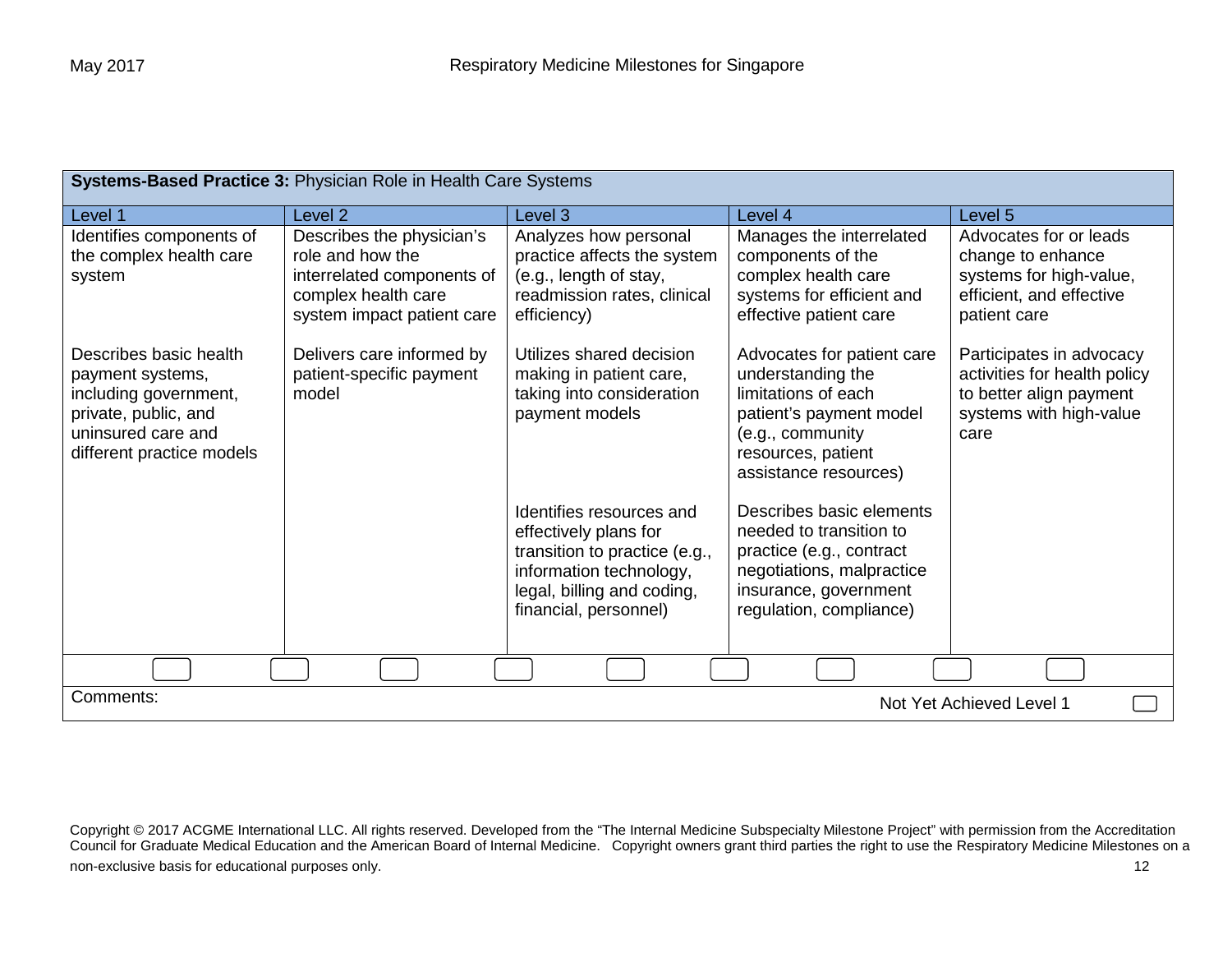| **Systems-Based Practice 3:** Physician Role in Health Care Systems | | | | |
|---|---|---|---|---|
| Level 1 | Level 2 | Level 3 | Level 4 | Level 5 |
| Identifies components of the complex health care system | Describes the physician's role and how the interrelated components of complex health care system impact patient care | Analyzes how personal practice affects the system (e.g., length of stay, readmission rates, clinical efficiency) | Manages the interrelated components of the complex health care systems for efficient and effective patient care | Advocates for or leads change to enhance systems for high-value, efficient, and effective patient care |
| Describes basic health payment systems, including government, private, public, and uninsured care and different practice models | Delivers care informed by patient-specific payment model | Utilizes shared decision making in patient care, taking into consideration payment models | Advocates for patient care understanding the limitations of each patient's payment model (e.g., community resources, patient assistance resources) | Participates in advocacy activities for health policy to better align payment systems with high-value care |
| | | Identifies resources and effectively plans for transition to practice (e.g., information technology, legal, billing and coding, financial, personnel) | Describes basic elements needed to transition to practice (e.g., contract negotiations, malpractice insurance, government regulation, compliance) | |

Comments:

Not Yet Achieved Level 1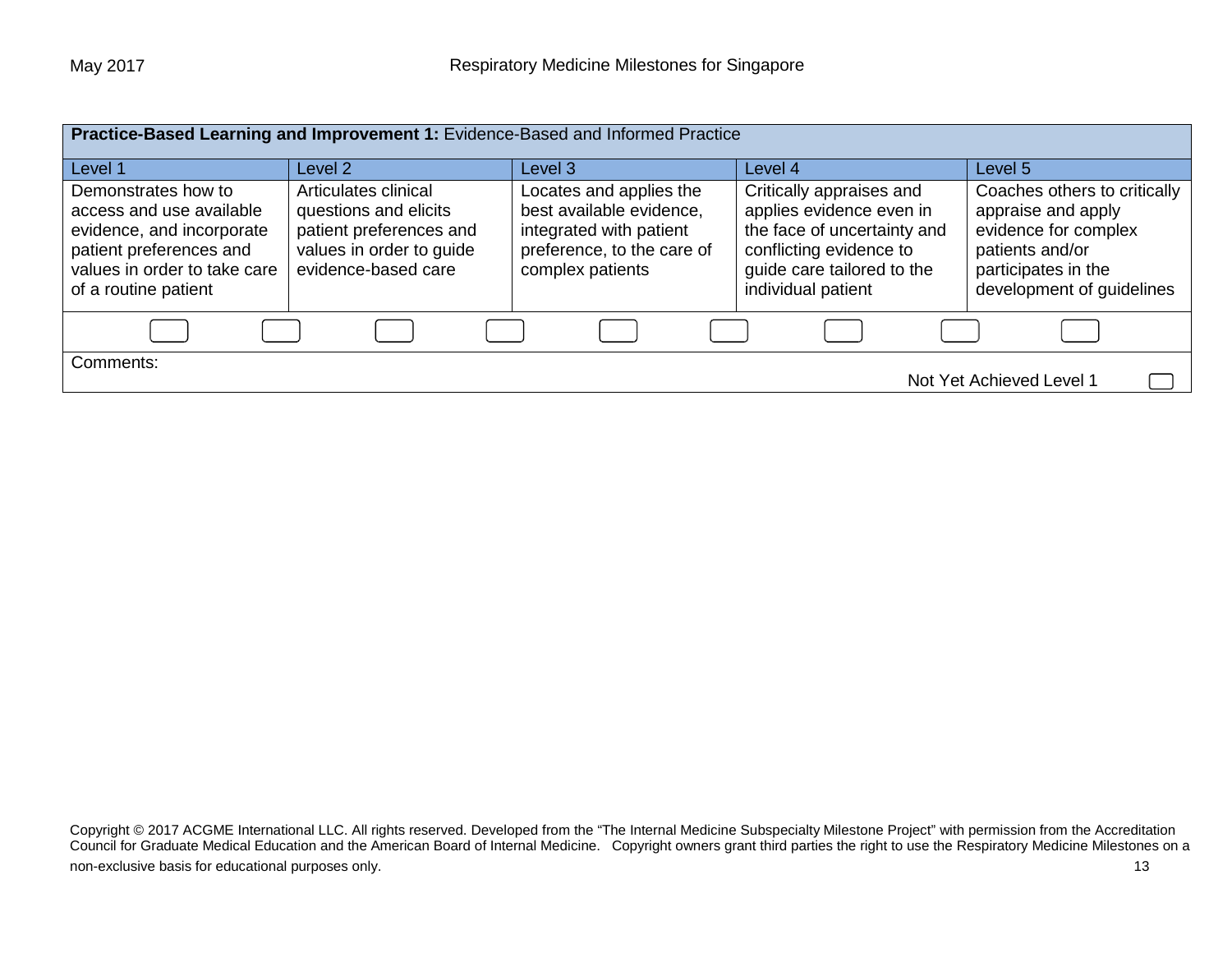| **Practice-Based Learning and Improvement 1:** Evidence-Based and Informed Practice | | | | |
|---|---|---|---|---|
| Level 1 | Level 2 | Level 3 | Level 4 | Level 5 |
| Demonstrates how to access and use available evidence, and incorporate patient preferences and values in order to take care of a routine patient | Articulates clinical questions and elicits patient preferences and values in order to guide evidence-based care | Locates and applies the best available evidence, integrated with patient preference, to the care of complex patients | Critically appraises and applies evidence even in the face of uncertainty and conflicting evidence to guide care tailored to the individual patient | Coaches others to critically appraise and apply evidence for complex patients and/or participates in the development of guidelines |

Comments:

Not Yet Achieved Level 1

Copyright © 2017 ACGME International LLC. All rights reserved. Developed from the "The Internal Medicine Subspecialty Milestone Project" with permission from the Accreditation Council for Graduate Medical Education and the American Board of Internal Medicine. Copyright owners grant third parties the right to use the Respiratory Medicine Milestones on a non-exclusive basis for educational purposes only.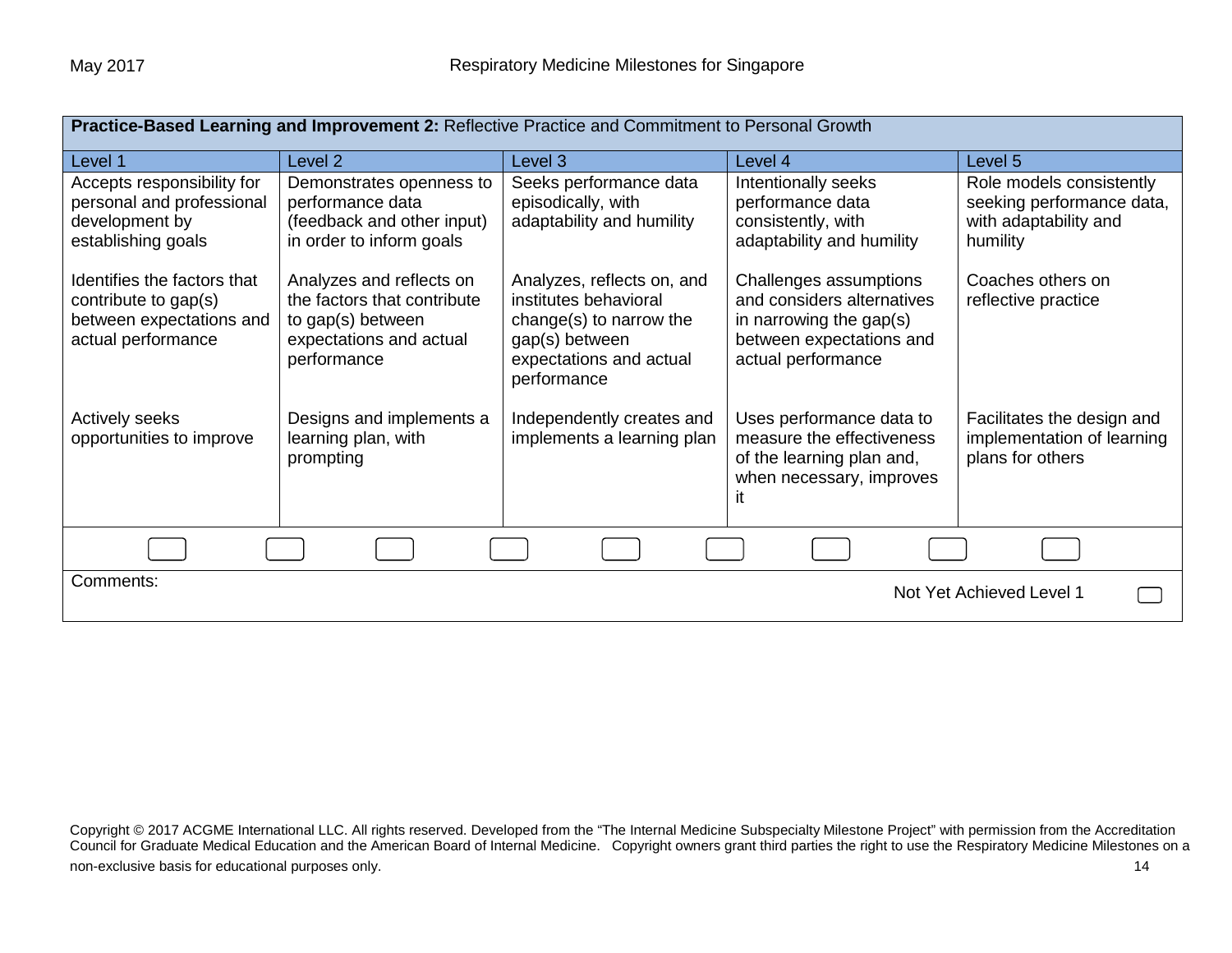**Practice-Based Learning and Improvement 2:** Reflective Practice and Commitment to Personal Growth

| Level 1 | Level 2 | Level 3 | Level 4 | Level 5 |
|---|---|---|---|---|
| Accepts responsibility for personal and professional development by establishing goals | Demonstrates openness to performance data (feedback and other input) in order to inform goals | Seeks performance data episodically, with adaptability and humility | Intentionally seeks performance data consistently, with adaptability and humility | Role models consistently seeking performance data, with adaptability and humility |
| Identifies the factors that contribute to gap(s) between expectations and actual performance | Analyzes and reflects on the factors that contribute to gap(s) between expectations and actual performance | Analyzes, reflects on, and institutes behavioral change(s) to narrow the gap(s) between expectations and actual performance | Challenges assumptions and considers alternatives in narrowing the gap(s) between expectations and actual performance | Coaches others on reflective practice |
| Actively seeks opportunities to improve | Designs and implements a learning plan, with prompting | Independently creates and implements a learning plan | Uses performance data to measure the effectiveness of the learning plan and, when necessary, improves it | Facilitates the design and implementation of learning plans for others |

Comments:

Not Yet Achieved Level 1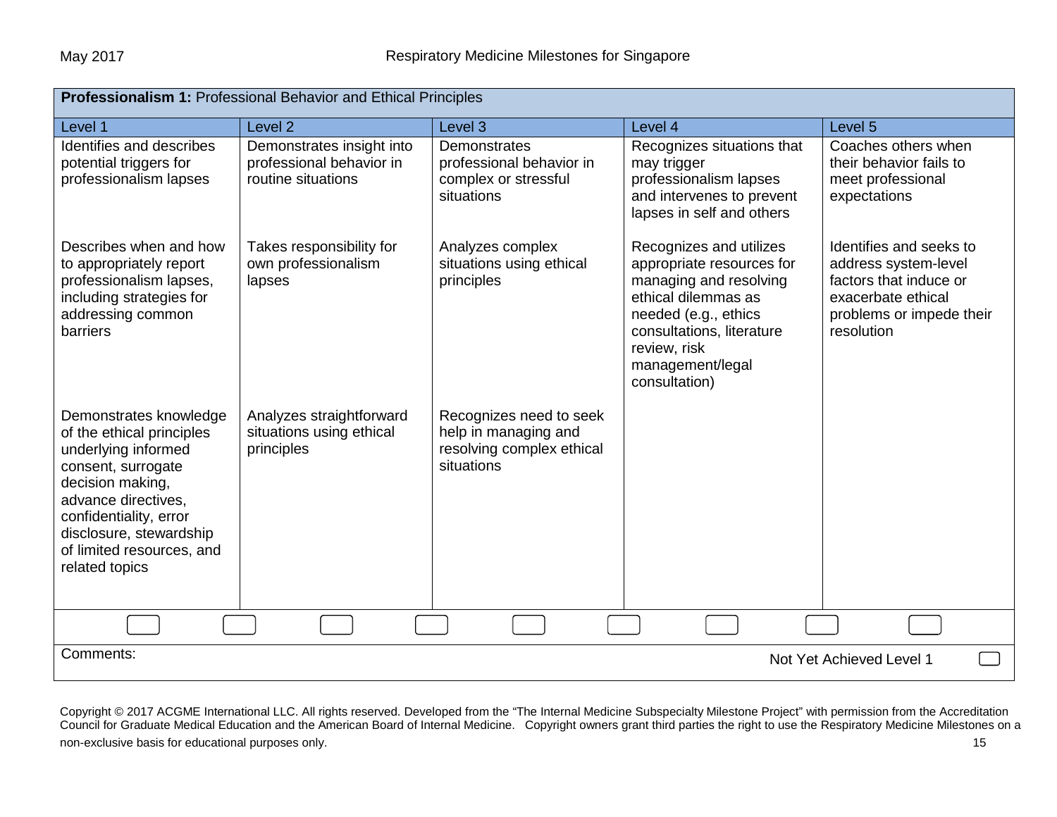| **Professionalism 1:** Professional Behavior and Ethical Principles | | | | |
|---|---|---|---|---|
| Level 1 | Level 2 | Level 3 | Level 4 | Level 5 |
| Identifies and describes potential triggers for professionalism lapses | Demonstrates insight into professional behavior in routine situations | Demonstrates professional behavior in complex or stressful situations | Recognizes situations that may trigger professionalism lapses and intervenes to prevent lapses in self and others | Coaches others when their behavior fails to meet professional expectations |
| Describes when and how to appropriately report professionalism lapses, including strategies for addressing common barriers | Takes responsibility for own professionalism lapses | Analyzes complex situations using ethical principles | Recognizes and utilizes appropriate resources for managing and resolving ethical dilemmas as needed (e.g., ethics consultations, literature review, risk management/legal consultation) | Identifies and seeks to address system-level factors that induce or exacerbate ethical problems or impede their resolution |
| Demonstrates knowledge of the ethical principles underlying informed consent, surrogate decision making, advance directives, confidentiality, error disclosure, stewardship of limited resources, and related topics | Analyzes straightforward situations using ethical principles | Recognizes need to seek help in managing and resolving complex ethical situations | | |

Comments:

Not Yet Achieved Level 1

Copyright © 2017 ACGME International LLC. All rights reserved. Developed from the "The Internal Medicine Subspecialty Milestone Project" with permission from the Accreditation Council for Graduate Medical Education and the American Board of Internal Medicine. Copyright owners grant third parties the right to use the Respiratory Medicine Milestones on a non-exclusive basis for educational purposes only.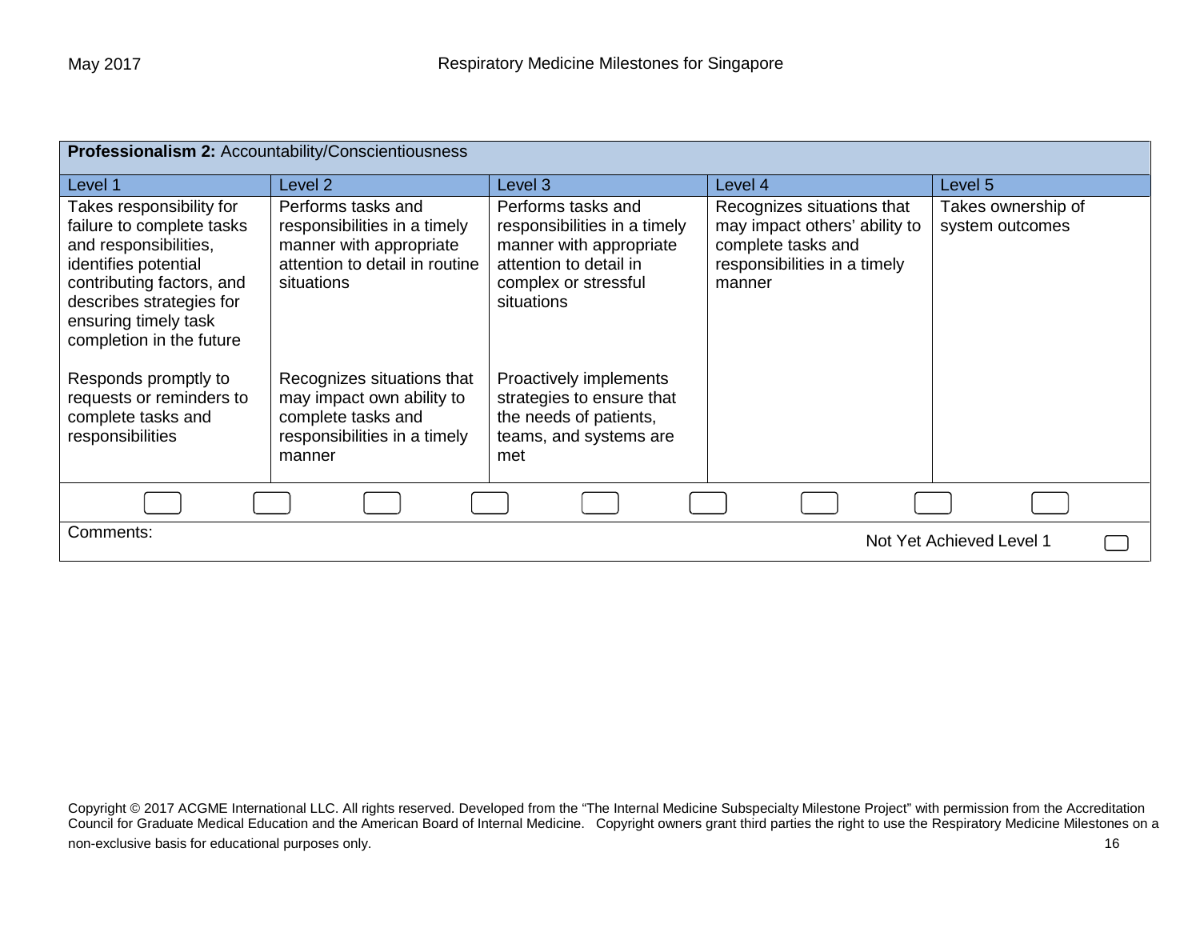**Professionalism 2:** Accountability/Conscientiousness

| Level 1 | Level 2 | Level 3 | Level 4 | Level 5 |
|---|---|---|---|---|
| Takes responsibility for failure to complete tasks and responsibilities, identifies potential contributing factors, and describes strategies for ensuring timely task completion in the future | Performs tasks and responsibilities in a timely manner with appropriate attention to detail in routine situations | Performs tasks and responsibilities in a timely manner with appropriate attention to detail in complex or stressful situations | Recognizes situations that may impact others' ability to complete tasks and responsibilities in a timely manner | Takes ownership of system outcomes |
| Responds promptly to requests or reminders to complete tasks and responsibilities | Recognizes situations that may impact own ability to complete tasks and responsibilities in a timely manner | Proactively implements strategies to ensure that the needs of patients, teams, and systems are met | | |

Comments:

Not Yet Achieved Level 1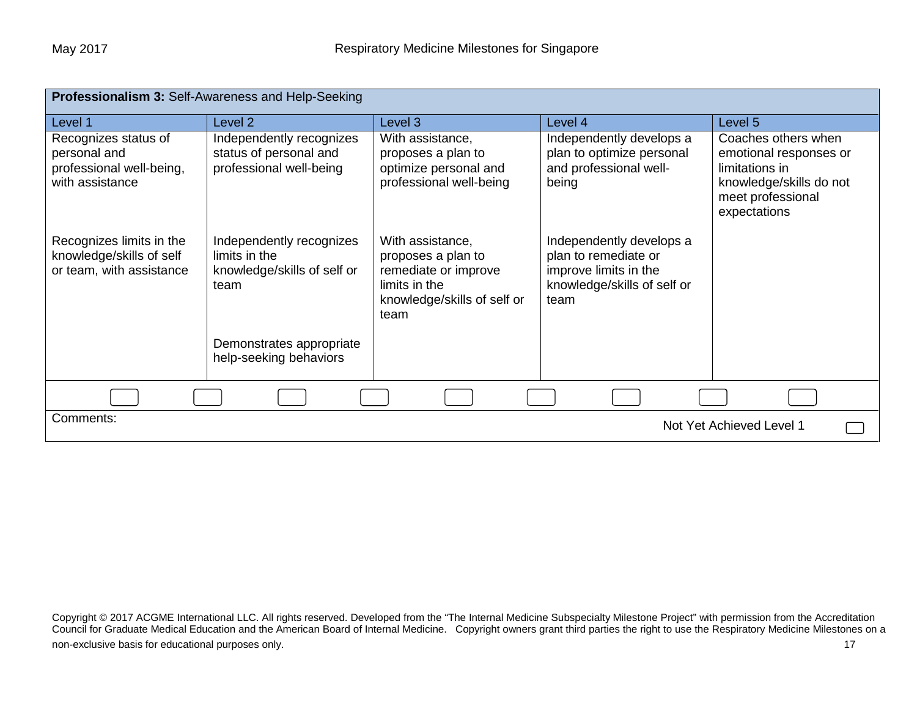| **Professionalism 3:** Self-Awareness and Help-Seeking | | | | |
|---|---|---|---|---|
| Level 1 | Level 2 | Level 3 | Level 4 | Level 5 |
| Recognizes status of personal and professional well-being, with assistance | Independently recognizes status of personal and professional well-being | With assistance, proposes a plan to optimize personal and professional well-being | Independently develops a plan to optimize personal and professional well-being | Coaches others when emotional responses or limitations in knowledge/skills do not meet professional expectations |
| Recognizes limits in the knowledge/skills of self or team, with assistance | Independently recognizes limits in the knowledge/skills of self or team | With assistance, proposes a plan to remediate or improve limits in the knowledge/skills of self or team | Independently develops a plan to remediate or improve limits in the knowledge/skills of self or team | |
| | Demonstrates appropriate help-seeking behaviors | | | |

Comments:

Not Yet Achieved Level 1

Copyright © 2017 ACGME International LLC. All rights reserved. Developed from the "The Internal Medicine Subspecialty Milestone Project" with permission from the Accreditation Council for Graduate Medical Education and the American Board of Internal Medicine. Copyright owners grant third parties the right to use the Respiratory Medicine Milestones on a non-exclusive basis for educational purposes only.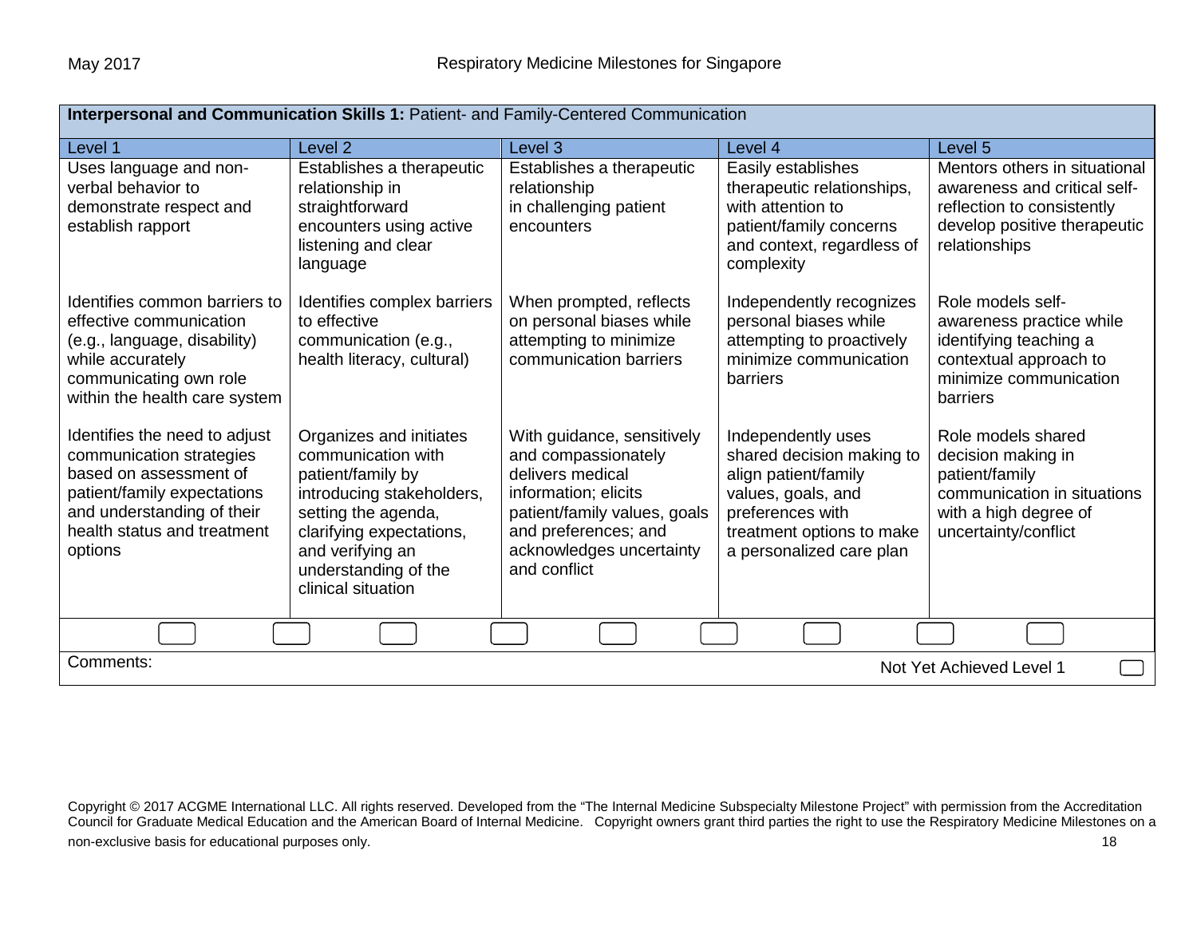| **Interpersonal and Communication Skills 1:** Patient- and Family-Centered Communication | | | | |
|---|---|---|---|---|
| Level 1 | Level 2 | Level 3 | Level 4 | Level 5 |
| Uses language and non-verbal behavior to demonstrate respect and establish rapport | Establishes a therapeutic relationship in straightforward encounters using active listening and clear language | Establishes a therapeutic relationship in challenging patient encounters | Easily establishes therapeutic relationships, with attention to patient/family concerns and context, regardless of complexity | Mentors others in situational awareness and critical self-reflection to consistently develop positive therapeutic relationships |
| Identifies common barriers to effective communication (e.g., language, disability) while accurately communicating own role within the health care system | Identifies complex barriers to effective communication (e.g., health literacy, cultural) | When prompted, reflects on personal biases while attempting to minimize communication barriers | Independently recognizes personal biases while attempting to proactively minimize communication barriers | Role models self-awareness practice while identifying teaching a contextual approach to minimize communication barriers |
| Identifies the need to adjust communication strategies based on assessment of patient/family expectations and understanding of their health status and treatment options | Organizes and initiates communication with patient/family by introducing stakeholders, setting the agenda, clarifying expectations, and verifying an understanding of the clinical situation | With guidance, sensitively and compassionately delivers medical information; elicits patient/family values, goals and preferences; and acknowledges uncertainty and conflict | Independently uses shared decision making to align patient/family values, goals, and preferences with treatment options to make a personalized care plan | Role models shared decision making in patient/family communication in situations with a high degree of uncertainty/conflict |

Comments:

Not Yet Achieved Level 1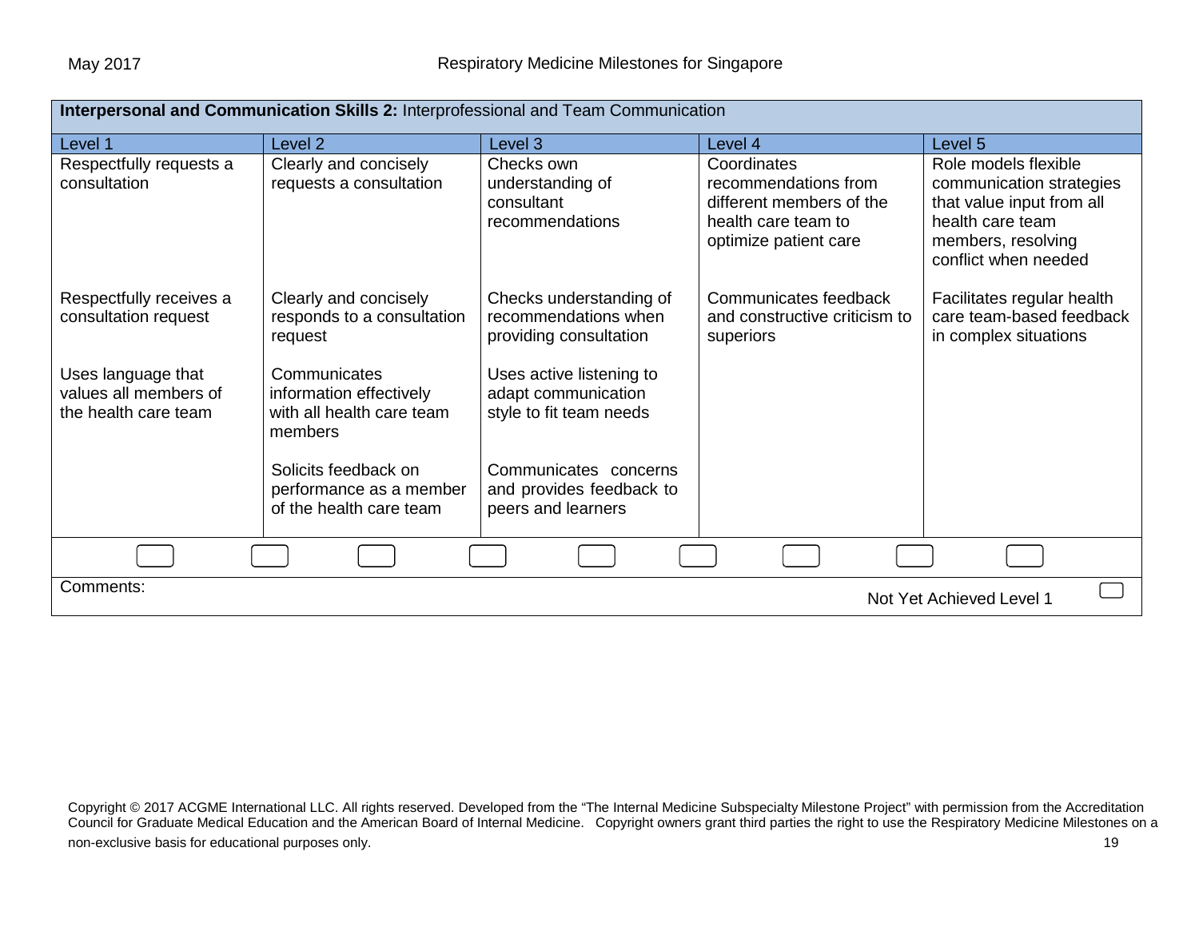| **Interpersonal and Communication Skills 2:** Interprofessional and Team Communication | | | | |
|---|---|---|---|---|
| Level 1 | Level 2 | Level 3 | Level 4 | Level 5 |
| Respectfully requests a consultation | Clearly and concisely requests a consultation | Checks own understanding of consultant recommendations | Coordinates recommendations from different members of the health care team to optimize patient care | Role models flexible communication strategies that value input from all health care team members, resolving conflict when needed |
| Respectfully receives a consultation request | Clearly and concisely responds to a consultation request | Checks understanding of recommendations when providing consultation | Communicates feedback and constructive criticism to superiors | Facilitates regular health care team-based feedback in complex situations |
| Uses language that values all members of the health care team | Communicates information effectively with all health care team members | Uses active listening to adapt communication style to fit team needs | | |
| | Solicits feedback on performance as a member of the health care team | Communicates concerns and provides feedback to peers and learners | | |

Comments:

Not Yet Achieved Level 1

Copyright © 2017 ACGME International LLC. All rights reserved. Developed from the "The Internal Medicine Subspecialty Milestone Project" with permission from the Accreditation Council for Graduate Medical Education and the American Board of Internal Medicine. Copyright owners grant third parties the right to use the Respiratory Medicine Milestones on a non-exclusive basis for educational purposes only.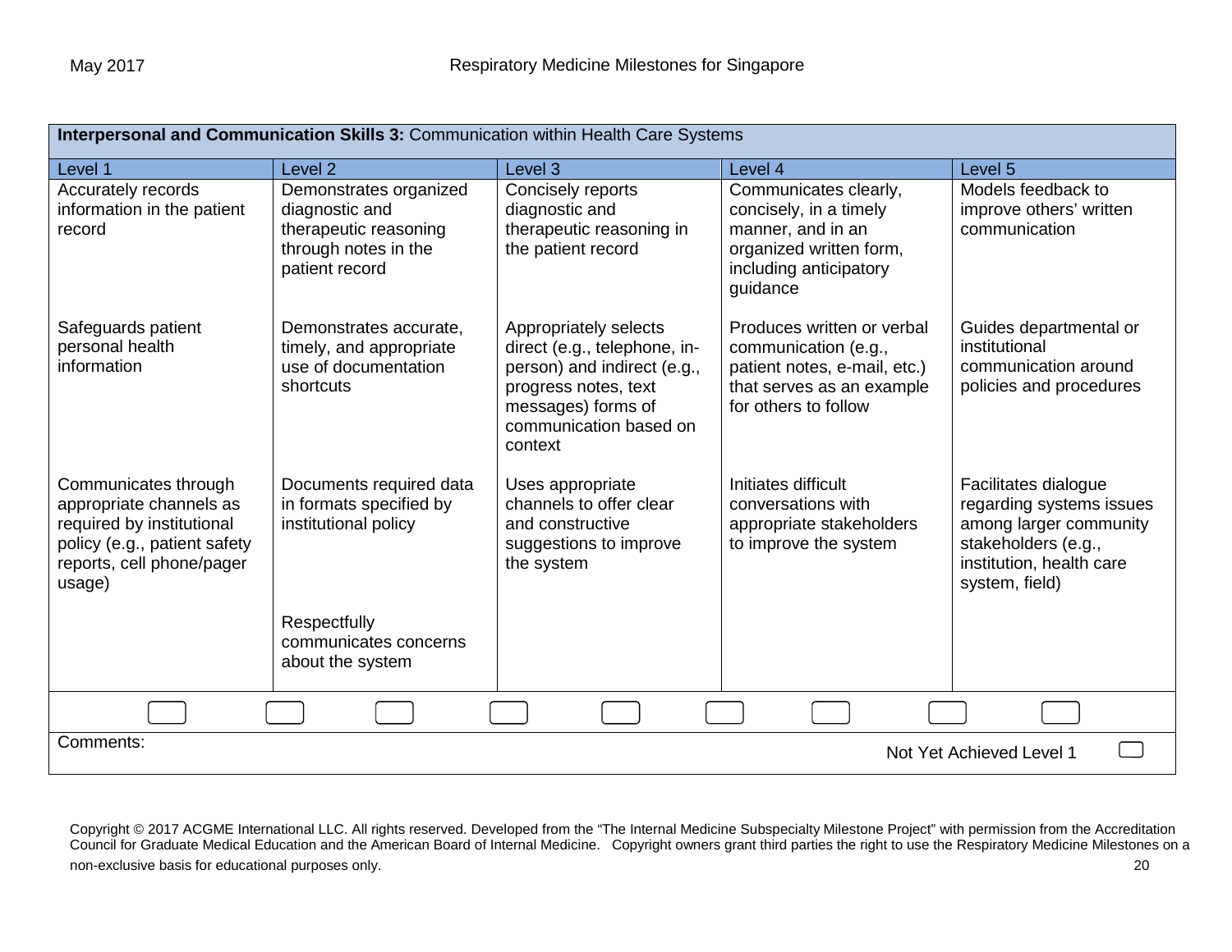| **Interpersonal and Communication Skills 3:** Communication within Health Care Systems | | | | |
|---|---|---|---|---|
| Level 1 | Level 2 | Level 3 | Level 4 | Level 5 |
| Accurately records information in the patient record | Demonstrates organized diagnostic and therapeutic reasoning through notes in the patient record | Concisely reports diagnostic and therapeutic reasoning in the patient record | Communicates clearly, concisely, in a timely manner, and in an organized written form, including anticipatory guidance | Models feedback to improve others' written communication |
| Safeguards patient personal health information | Demonstrates accurate, timely, and appropriate use of documentation shortcuts | Appropriately selects direct (e.g., telephone, in-person) and indirect (e.g., progress notes, text messages) forms of communication based on context | Produces written or verbal communication (e.g., patient notes, e-mail, etc.) that serves as an example for others to follow | Guides departmental or institutional communication around policies and procedures |
| Communicates through appropriate channels as required by institutional policy (e.g., patient safety reports, cell phone/pager usage) | Documents required data in formats specified by institutional policy | Uses appropriate channels to offer clear and constructive suggestions to improve the system | Initiates difficult conversations with appropriate stakeholders to improve the system | Facilitates dialogue regarding systems issues among larger community stakeholders (e.g., institution, health care system, field) |
| | Respectfully communicates concerns about the system | | | |

Comments:

Not Yet Achieved Level 1

Copyright © 2017 ACGME International LLC. All rights reserved. Developed from the "The Internal Medicine Subspecialty Milestone Project" with permission from the Accreditation Council for Graduate Medical Education and the American Board of Internal Medicine. Copyright owners grant third parties the right to use the Respiratory Medicine Milestones on a non-exclusive basis for educational purposes only.